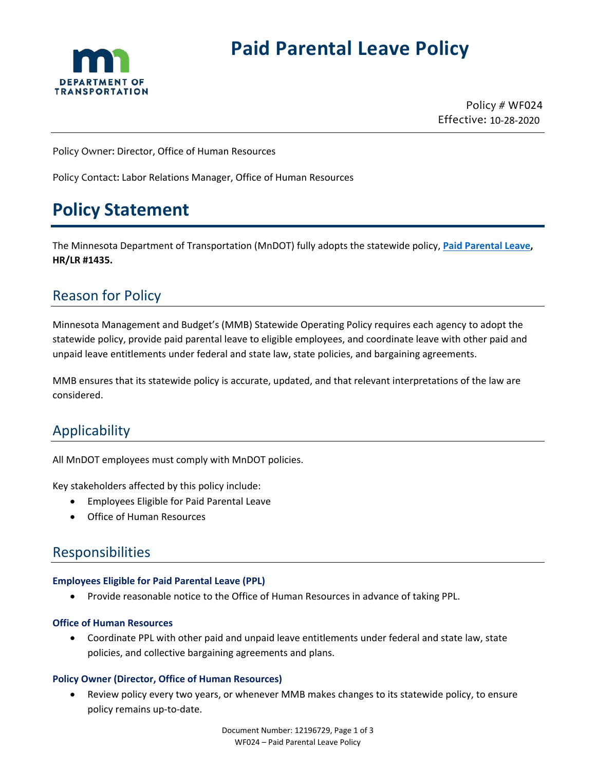# Paid Parental Leave Policy

Policy # WF024
Effective: 10-28-2020

Policy Owner: Director, Office of Human Resources

Policy Contact: Labor Relations Manager, Office of Human Resources

# Policy Statement

The Minnesota Department of Transportation (MnDOT) fully adopts the statewide policy, **Paid Parental Leave, HR/LR #1435.**

## Reason for Policy

Minnesota Management and Budget's (MMB) Statewide Operating Policy requires each agency to adopt the statewide policy, provide paid parental leave to eligible employees, and coordinate leave with other paid and unpaid leave entitlements under federal and state law, state policies, and bargaining agreements.

MMB ensures that its statewide policy is accurate, updated, and that relevant interpretations of the law are considered.

## Applicability

All MnDOT employees must comply with MnDOT policies.

Key stakeholders affected by this policy include:

- Employees Eligible for Paid Parental Leave
- Office of Human Resources

## Responsibilities

### Employees Eligible for Paid Parental Leave (PPL)

- Provide reasonable notice to the Office of Human Resources in advance of taking PPL.

### Office of Human Resources

- Coordinate PPL with other paid and unpaid leave entitlements under federal and state law, state policies, and collective bargaining agreements and plans.

### Policy Owner (Director, Office of Human Resources)

- Review policy every two years, or whenever MMB makes changes to its statewide policy, to ensure policy remains up-to-date.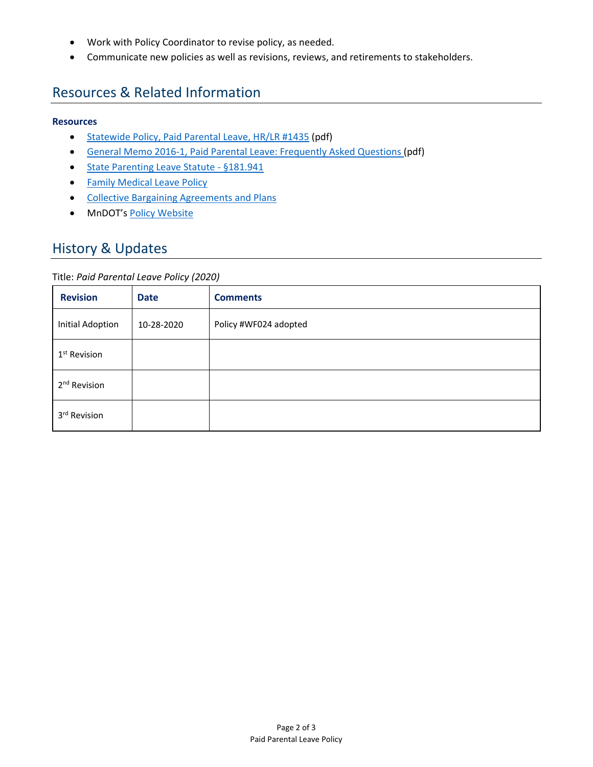- Work with Policy Coordinator to revise policy, as needed.
- Communicate new policies as well as revisions, reviews, and retirements to stakeholders.

## Resources & Related Information

**Resources**

- Statewide Policy, Paid Parental Leave, HR/LR #1435 (pdf)
- General Memo 2016-1, Paid Parental Leave: Frequently Asked Questions (pdf)
- State Parenting Leave Statute - §181.941
- Family Medical Leave Policy
- Collective Bargaining Agreements and Plans
- MnDOT's Policy Website

## History & Updates

Title: *Paid Parental Leave Policy (2020)*

| Revision | Date | Comments |
|---|---|---|
| Initial Adoption | 10-28-2020 | Policy #WF024 adopted |
| 1st Revision | | |
| 2nd Revision | | |
| 3rd Revision | | |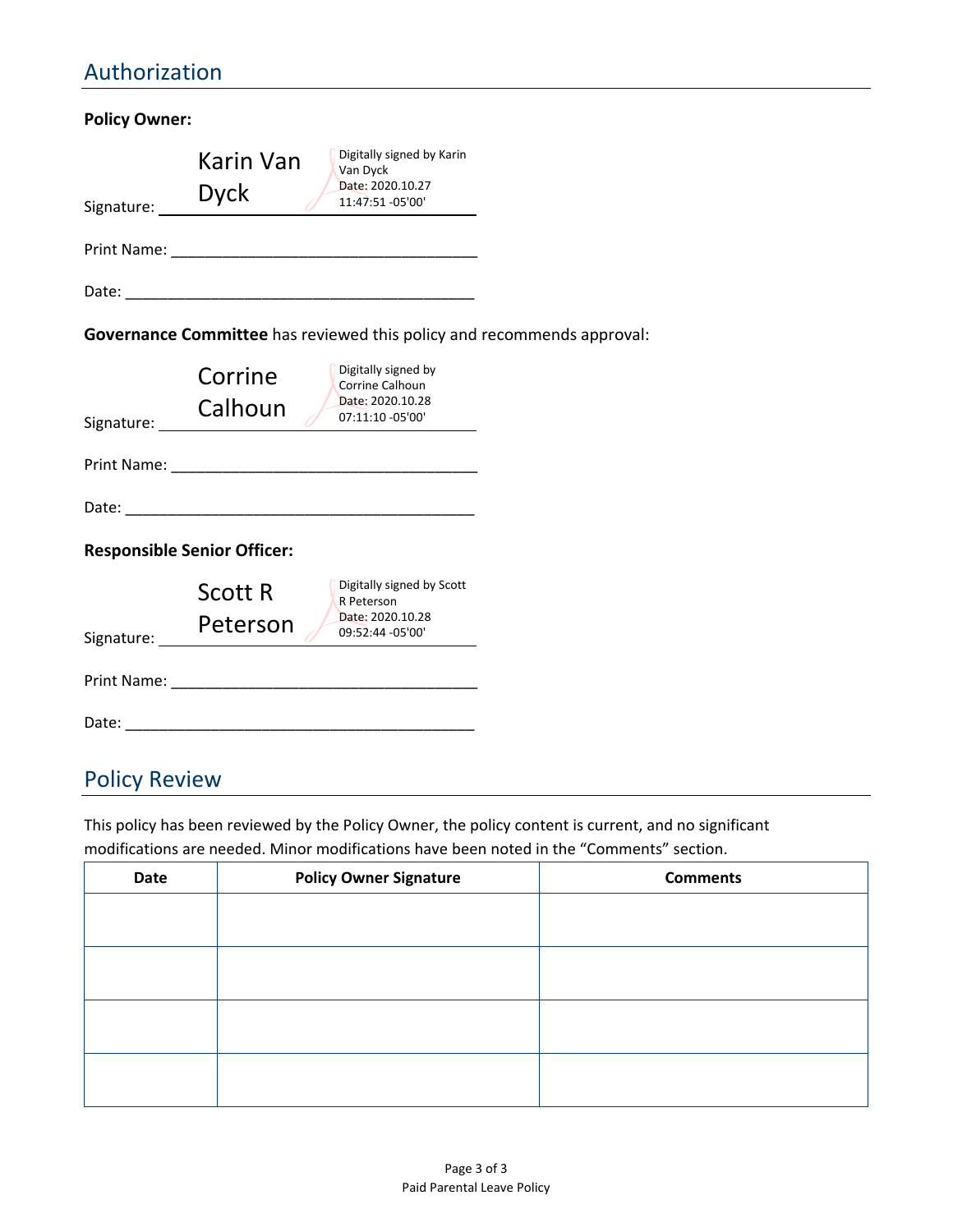## Authorization

**Policy Owner:**

Signature: Karin Van Dyck — Digitally signed by Karin Van Dyck Date: 2020.10.27 11:47:51 -05'00'

Print Name: ___________________________________

Date: ________________________________________

**Governance Committee** has reviewed this policy and recommends approval:

Signature: Corrine Calhoun — Digitally signed by Corrine Calhoun Date: 2020.10.28 07:11:10 -05'00'

Print Name: ___________________________________

Date: ________________________________________

**Responsible Senior Officer:**

Signature: Scott R Peterson — Digitally signed by Scott R Peterson Date: 2020.10.28 09:52:44 -05'00'

Print Name: ___________________________________

Date: ________________________________________

## Policy Review

This policy has been reviewed by the Policy Owner, the policy content is current, and no significant modifications are needed. Minor modifications have been noted in the "Comments" section.

| Date | Policy Owner Signature | Comments |
|---|---|---|
| | | |
| | | |
| | | |
| | | |